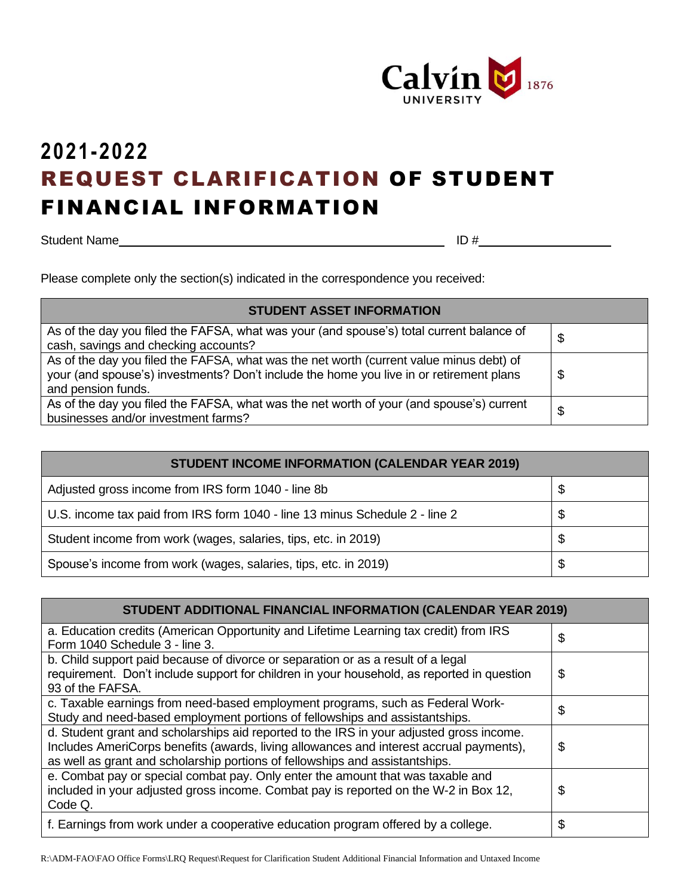Calvin UNIVERSITY 1876

# 2021-2022
# REQUEST CLARIFICATION OF STUDENT FINANCIAL INFORMATION

Student Name______________________________________________ ID #____________________

Please complete only the section(s) indicated in the correspondence you received:

| STUDENT ASSET INFORMATION | |
|---|---|
| As of the day you filed the FAFSA, what was your (and spouse's) total current balance of cash, savings and checking accounts? | $ |
| As of the day you filed the FAFSA, what was the net worth (current value minus debt) of your (and spouse's) investments? Don't include the home you live in or retirement plans and pension funds. | $ |
| As of the day you filed the FAFSA, what was the net worth of your (and spouse's) current businesses and/or investment farms? | $ |

| STUDENT INCOME INFORMATION (CALENDAR YEAR 2019) | |
|---|---|
| Adjusted gross income from IRS form 1040 - line 8b | $ |
| U.S. income tax paid from IRS form 1040 - line 13 minus Schedule 2 - line 2 | $ |
| Student income from work (wages, salaries, tips, etc. in 2019) | $ |
| Spouse's income from work (wages, salaries, tips, etc. in 2019) | $ |

| STUDENT ADDITIONAL FINANCIAL INFORMATION (CALENDAR YEAR 2019) | |
|---|---|
| a. Education credits (American Opportunity and Lifetime Learning tax credit) from IRS Form 1040 Schedule 3 - line 3. | $ |
| b. Child support paid because of divorce or separation or as a result of a legal requirement. Don't include support for children in your household, as reported in question 93 of the FAFSA. | $ |
| c. Taxable earnings from need-based employment programs, such as Federal Work-Study and need-based employment portions of fellowships and assistantships. | $ |
| d. Student grant and scholarships aid reported to the IRS in your adjusted gross income. Includes AmeriCorps benefits (awards, living allowances and interest accrual payments), as well as grant and scholarship portions of fellowships and assistantships. | $ |
| e. Combat pay or special combat pay. Only enter the amount that was taxable and included in your adjusted gross income. Combat pay is reported on the W-2 in Box 12, Code Q. | $ |
| f. Earnings from work under a cooperative education program offered by a college. | $ |

R:\ADM-FAO\FAO Office Forms\LRQ Request\Request for Clarification Student Additional Financial Information and Untaxed Income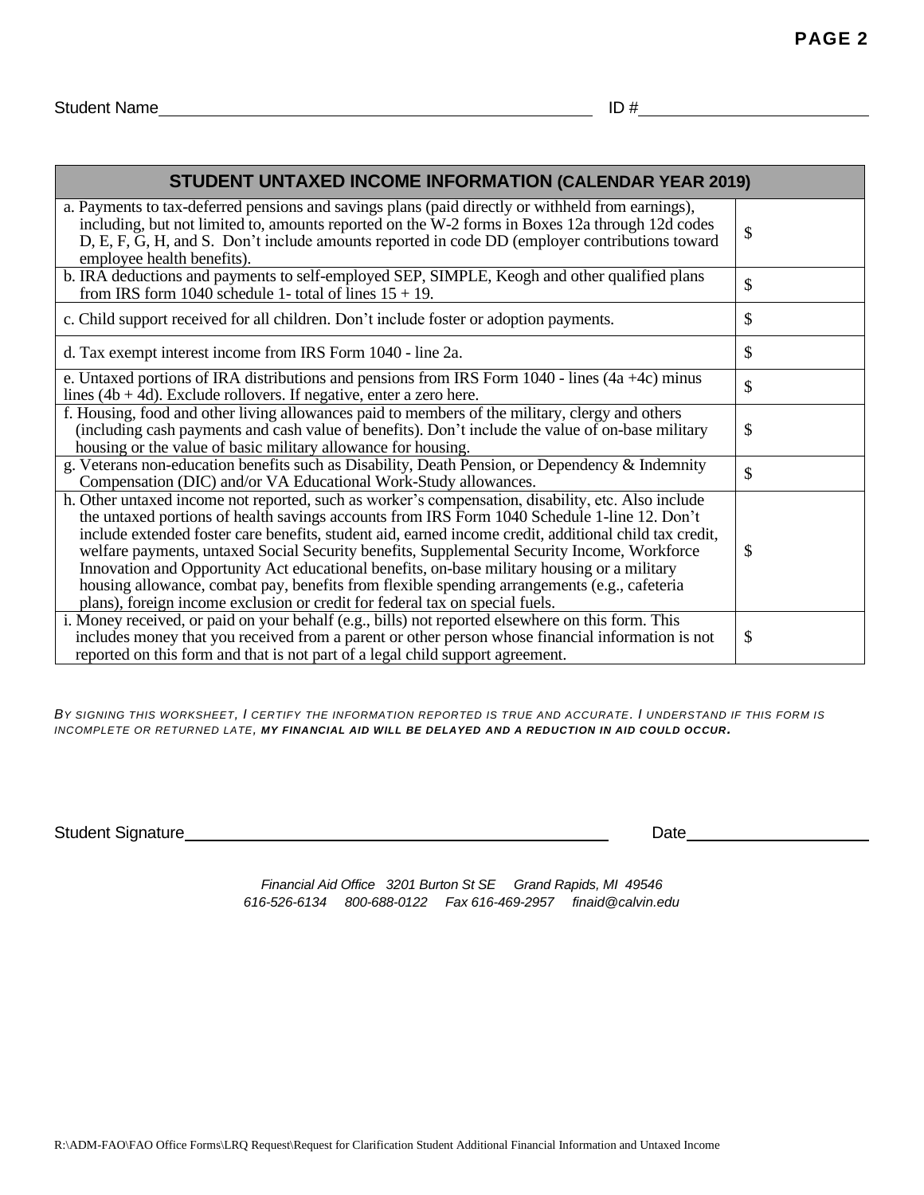Student Name ______________________________ ID # ______________________

| STUDENT UNTAXED INCOME INFORMATION (CALENDAR YEAR 2019) | |
|---|---|
| a. Payments to tax-deferred pensions and savings plans (paid directly or withheld from earnings), including, but not limited to, amounts reported on the W-2 forms in Boxes 12a through 12d codes D, E, F, G, H, and S. Don't include amounts reported in code DD (employer contributions toward employee health benefits). | $ |
| b. IRA deductions and payments to self-employed SEP, SIMPLE, Keogh and other qualified plans from IRS form 1040 schedule 1- total of lines 15 + 19. | $ |
| c. Child support received for all children. Don't include foster or adoption payments. | $ |
| d. Tax exempt interest income from IRS Form 1040 - line 2a. | $ |
| e. Untaxed portions of IRA distributions and pensions from IRS Form 1040 - lines (4a +4c) minus lines (4b + 4d). Exclude rollovers. If negative, enter a zero here. | $ |
| f. Housing, food and other living allowances paid to members of the military, clergy and others (including cash payments and cash value of benefits). Don't include the value of on-base military housing or the value of basic military allowance for housing. | $ |
| g. Veterans non-education benefits such as Disability, Death Pension, or Dependency & Indemnity Compensation (DIC) and/or VA Educational Work-Study allowances. | $ |
| h. Other untaxed income not reported, such as worker's compensation, disability, etc. Also include the untaxed portions of health savings accounts from IRS Form 1040 Schedule 1-line 12. Don't include extended foster care benefits, student aid, earned income credit, additional child tax credit, welfare payments, untaxed Social Security benefits, Supplemental Security Income, Workforce Innovation and Opportunity Act educational benefits, on-base military housing or a military housing allowance, combat pay, benefits from flexible spending arrangements (e.g., cafeteria plans), foreign income exclusion or credit for federal tax on special fuels. | $ |
| i. Money received, or paid on your behalf (e.g., bills) not reported elsewhere on this form. This includes money that you received from a parent or other person whose financial information is not reported on this form and that is not part of a legal child support agreement. | $ |

*BY SIGNING THIS WORKSHEET, I CERTIFY THE INFORMATION REPORTED IS TRUE AND ACCURATE. I UNDERSTAND IF THIS FORM IS INCOMPLETE OR RETURNED LATE,* ***MY FINANCIAL AID WILL BE DELAYED AND A REDUCTION IN AID COULD OCCUR.***

Student Signature ______________________________ Date ____________________

*Financial Aid Office 3201 Burton St SE Grand Rapids, MI 49546*
*616-526-6134 800-688-0122 Fax 616-469-2957 finaid@calvin.edu*

R:\ADM-FAO\FAO Office Forms\LRQ Request\Request for Clarification Student Additional Financial Information and Untaxed Income